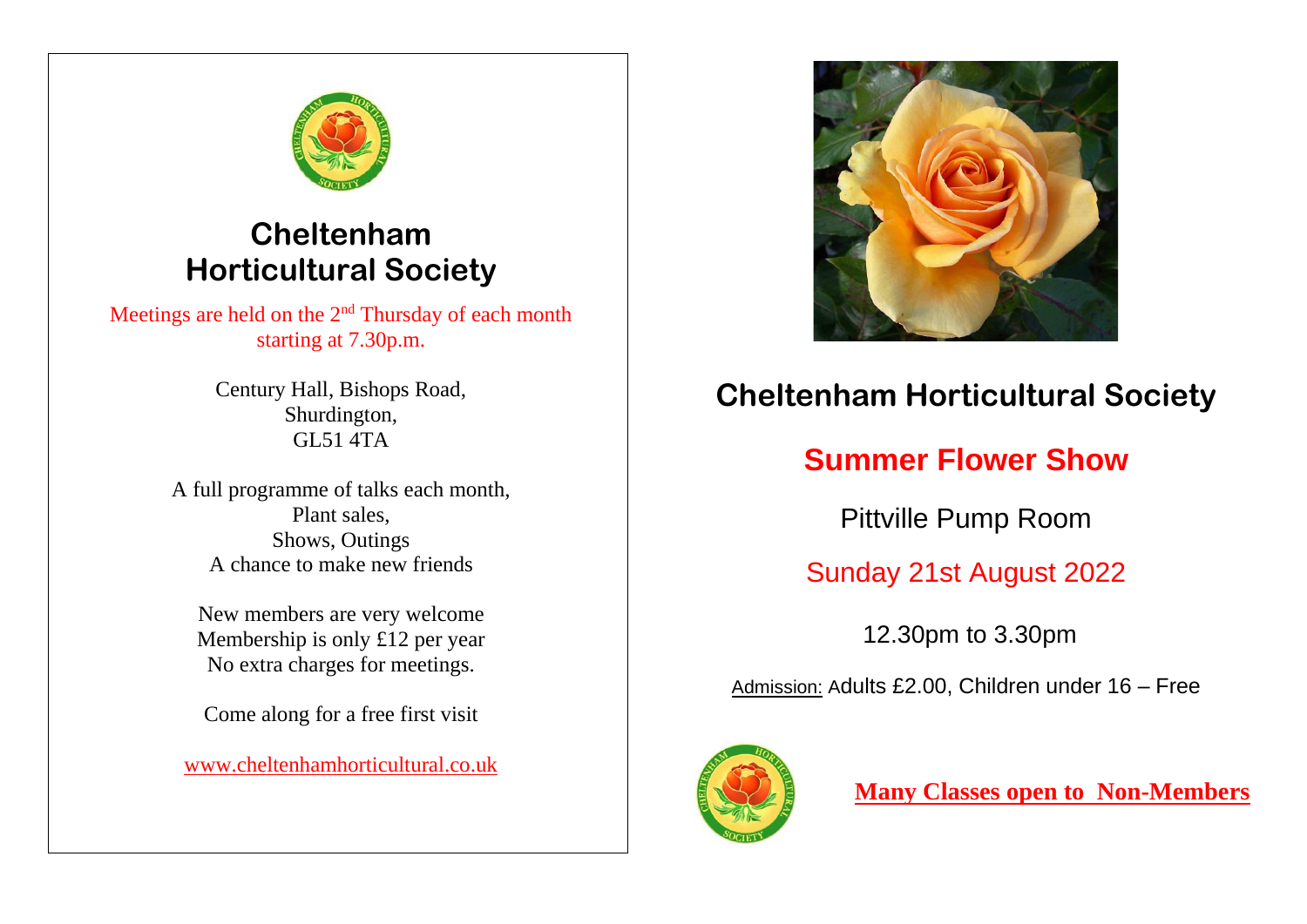# Cheltenham Horticultural Society

Meetings are held on the 2nd Thursday of each month starting at 7.30p.m.

Century Hall, Bishops Road,
Shurdington,
GL51 4TA

A full programme of talks each month,
Plant sales,
Shows, Outings
A chance to make new friends

New members are very welcome
Membership is only £12 per year
No extra charges for meetings.

Come along for a free first visit

www.cheltenhamhorticultural.co.uk

# Cheltenham Horticultural Society

## Summer Flower Show

Pittville Pump Room

Sunday 21st August 2022

12.30pm to 3.30pm

Admission: Adults £2.00, Children under 16 – Free

**Many Classes open to Non-Members**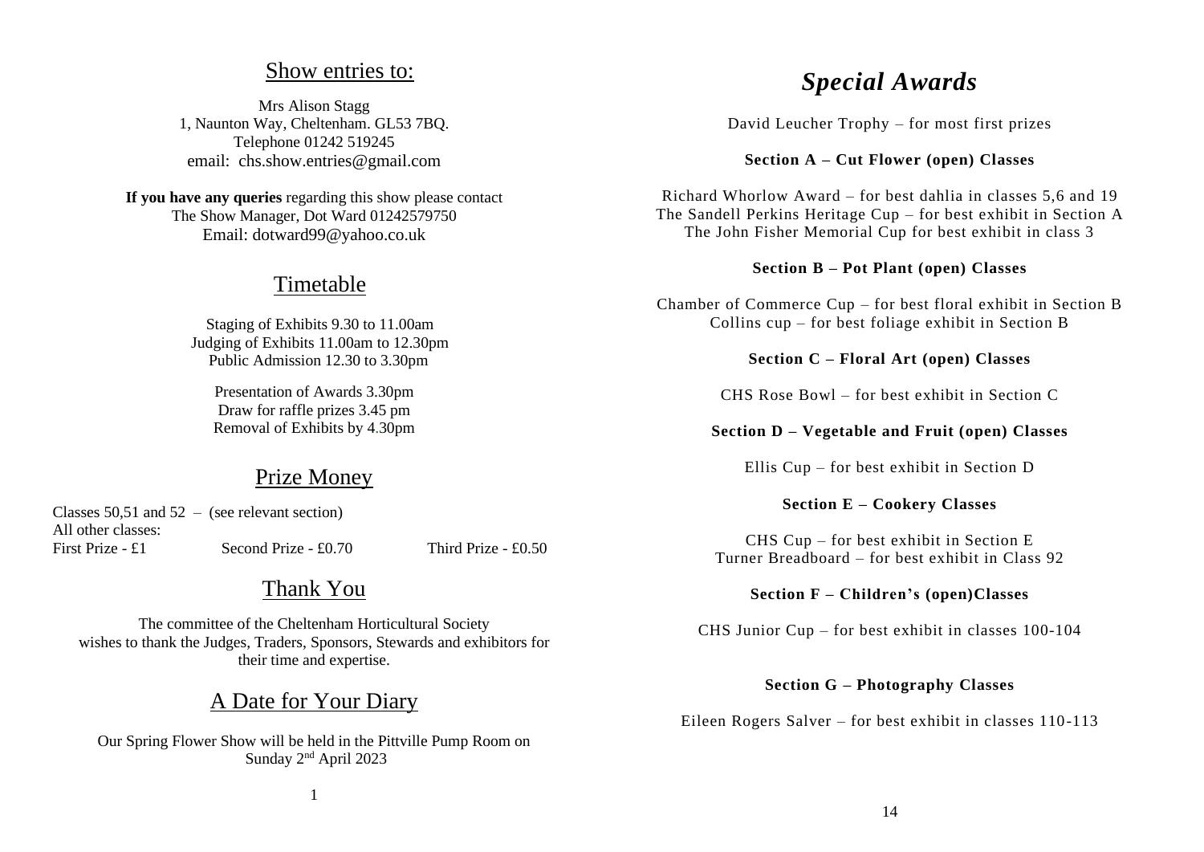## Show entries to:

Mrs Alison Stagg
1, Naunton Way, Cheltenham. GL53 7BQ.
Telephone 01242 519245
email: chs.show.entries@gmail.com

**If you have any queries** regarding this show please contact
The Show Manager, Dot Ward 01242579750
Email: dotward99@yahoo.co.uk

## Timetable

Staging of Exhibits 9.30 to 11.00am
Judging of Exhibits 11.00am to 12.30pm
Public Admission 12.30 to 3.30pm

Presentation of Awards 3.30pm
Draw for raffle prizes 3.45 pm
Removal of Exhibits by 4.30pm

## Prize Money

Classes 50,51 and 52 – (see relevant section)
All other classes:
First Prize - £1 Second Prize - £0.70 Third Prize - £0.50

## Thank You

The committee of the Cheltenham Horticultural Society wishes to thank the Judges, Traders, Sponsors, Stewards and exhibitors for their time and expertise.

## A Date for Your Diary

Our Spring Flower Show will be held in the Pittville Pump Room on Sunday 2nd April 2023

# *Special Awards*

David Leucher Trophy – for most first prizes

**Section A – Cut Flower (open) Classes**

Richard Whorlow Award – for best dahlia in classes 5,6 and 19
The Sandell Perkins Heritage Cup – for best exhibit in Section A
The John Fisher Memorial Cup for best exhibit in class 3

**Section B – Pot Plant (open) Classes**

Chamber of Commerce Cup – for best floral exhibit in Section B
Collins cup – for best foliage exhibit in Section B

**Section C – Floral Art (open) Classes**

CHS Rose Bowl – for best exhibit in Section C

**Section D – Vegetable and Fruit (open) Classes**

Ellis Cup – for best exhibit in Section D

**Section E – Cookery Classes**

CHS Cup – for best exhibit in Section E
Turner Breadboard – for best exhibit in Class 92

**Section F – Children's (open)Classes**

CHS Junior Cup – for best exhibit in classes 100-104

**Section G – Photography Classes**

Eileen Rogers Salver – for best exhibit in classes 110-113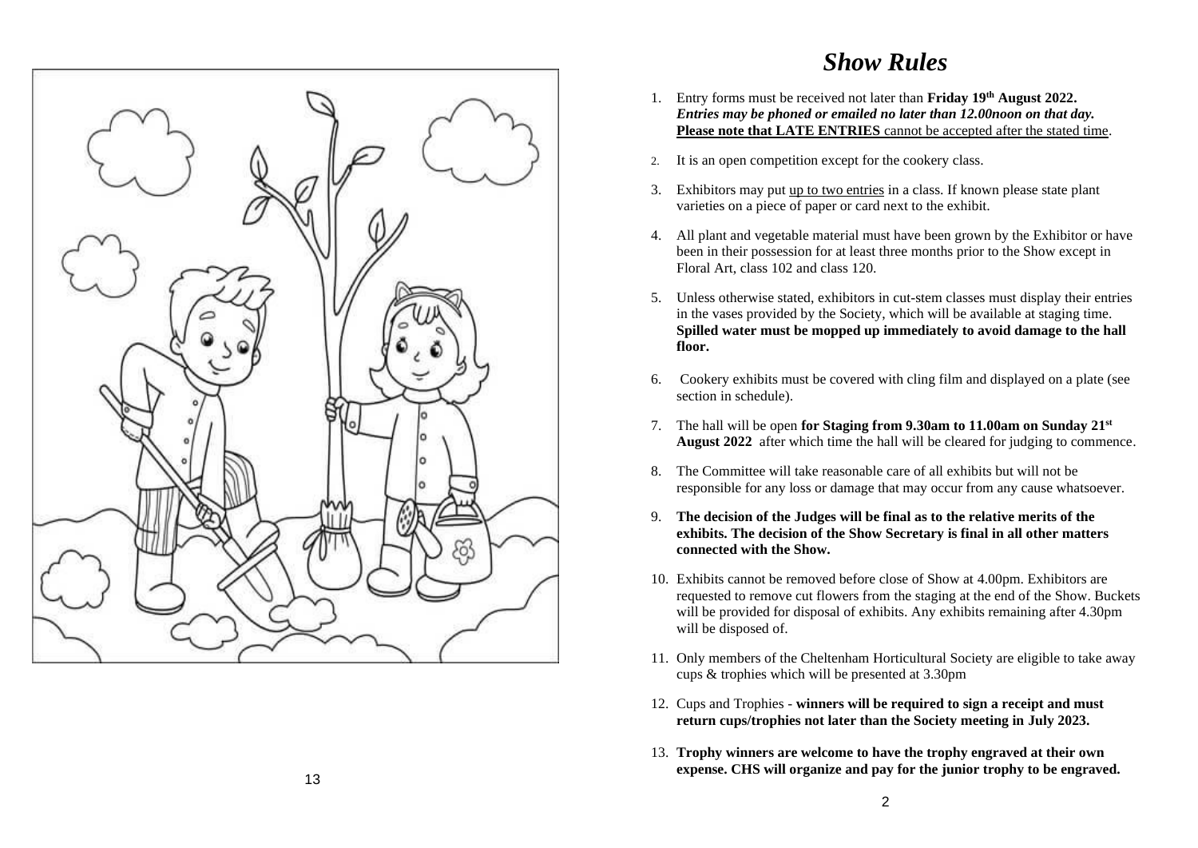# *Show Rules*

1. Entry forms must be received not later than **Friday 19th August 2022.** ***Entries may be phoned or emailed no later than 12.00noon on that day.*** **Please note that LATE ENTRIES** cannot be accepted after the stated time.

2. It is an open competition except for the cookery class.

3. Exhibitors may put up to two entries in a class. If known please state plant varieties on a piece of paper or card next to the exhibit.

4. All plant and vegetable material must have been grown by the Exhibitor or have been in their possession for at least three months prior to the Show except in Floral Art, class 102 and class 120.

5. Unless otherwise stated, exhibitors in cut-stem classes must display their entries in the vases provided by the Society, which will be available at staging time. **Spilled water must be mopped up immediately to avoid damage to the hall floor.**

6. Cookery exhibits must be covered with cling film and displayed on a plate (see section in schedule).

7. The hall will be open **for Staging from 9.30am to 11.00am on Sunday 21st August 2022** after which time the hall will be cleared for judging to commence.

8. The Committee will take reasonable care of all exhibits but will not be responsible for any loss or damage that may occur from any cause whatsoever.

9. **The decision of the Judges will be final as to the relative merits of the exhibits. The decision of the Show Secretary is final in all other matters connected with the Show.**

10. Exhibits cannot be removed before close of Show at 4.00pm. Exhibitors are requested to remove cut flowers from the staging at the end of the Show. Buckets will be provided for disposal of exhibits. Any exhibits remaining after 4.30pm will be disposed of.

11. Only members of the Cheltenham Horticultural Society are eligible to take away cups & trophies which will be presented at 3.30pm

12. Cups and Trophies - **winners will be required to sign a receipt and must return cups/trophies not later than the Society meeting in July 2023.**

13. **Trophy winners are welcome to have the trophy engraved at their own expense. CHS will organize and pay for the junior trophy to be engraved.**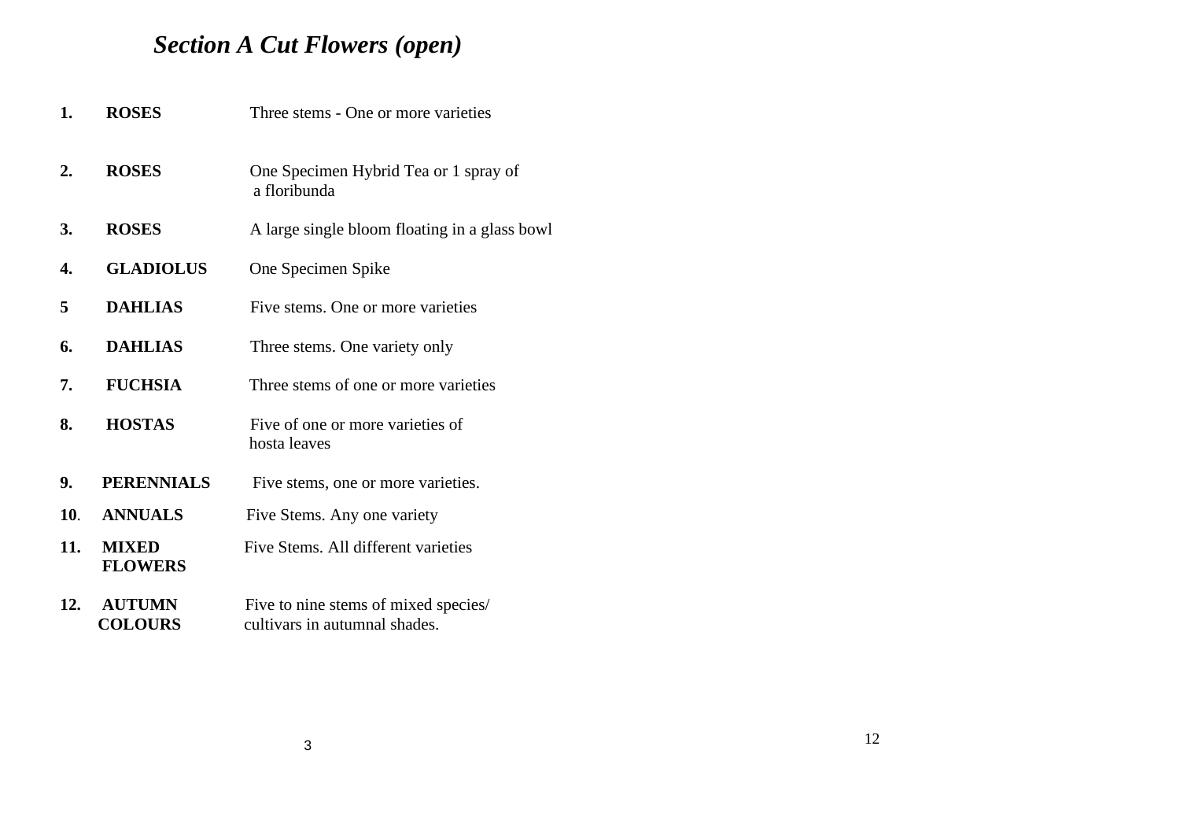## *Section A Cut Flowers (open)*

| | | |
|---|---|---|
| **1.** | **ROSES** | Three stems - One or more varieties |
| **2.** | **ROSES** | One Specimen Hybrid Tea or 1 spray of a floribunda |
| **3.** | **ROSES** | A large single bloom floating in a glass bowl |
| **4.** | **GLADIOLUS** | One Specimen Spike |
| **5** | **DAHLIAS** | Five stems. One or more varieties |
| **6.** | **DAHLIAS** | Three stems. One variety only |
| **7.** | **FUCHSIA** | Three stems of one or more varieties |
| **8.** | **HOSTAS** | Five of one or more varieties of hosta leaves |
| **9.** | **PERENNIALS** | Five stems, one or more varieties. |
| **10**. | **ANNUALS** | Five Stems. Any one variety |
| **11.** | **MIXED FLOWERS** | Five Stems. All different varieties |
| **12.** | **AUTUMN COLOURS** | Five to nine stems of mixed species/ cultivars in autumnal shades. |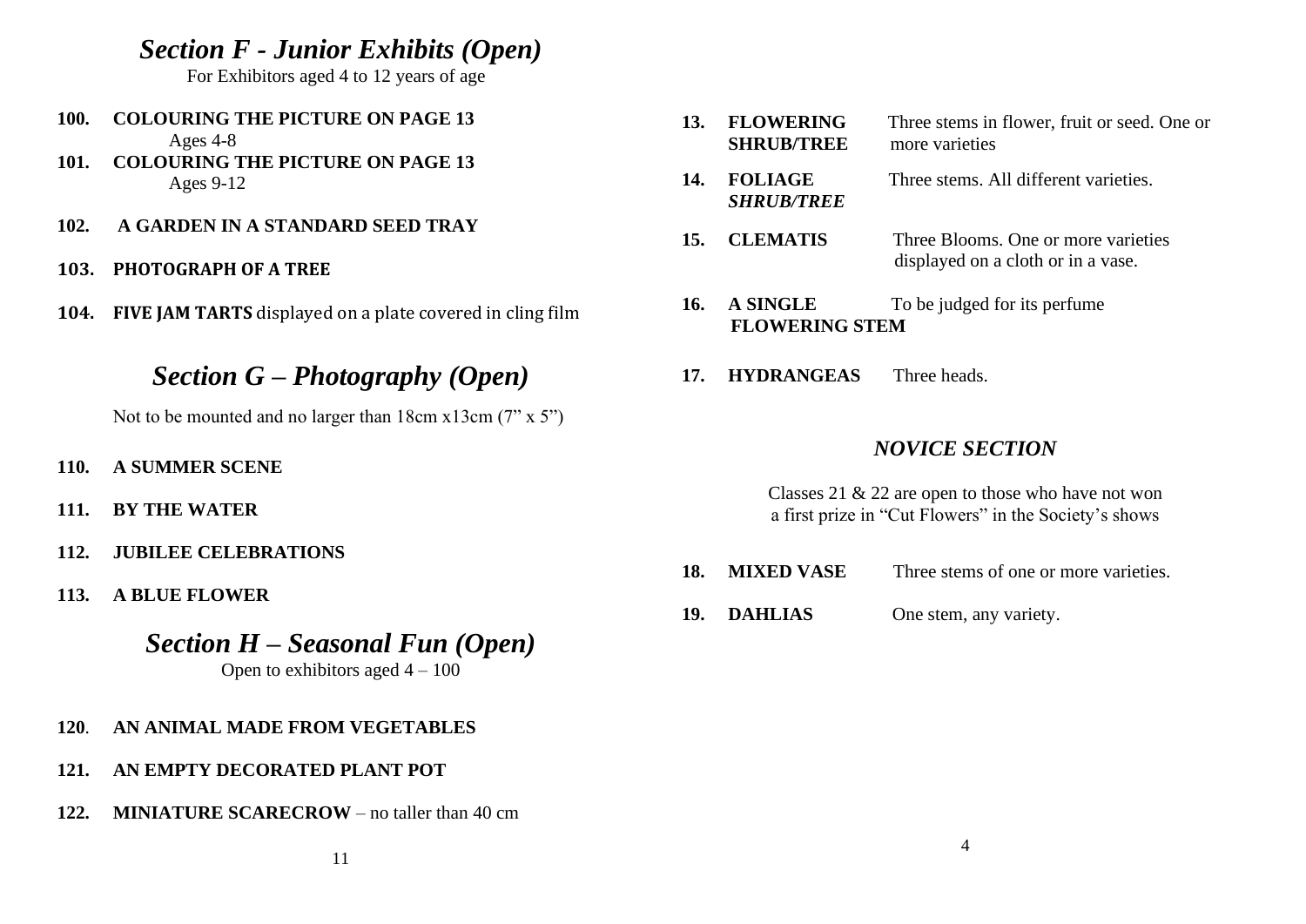## *Section F - Junior Exhibits (Open)*

For Exhibitors aged 4 to 12 years of age

**100. COLOURING THE PICTURE ON PAGE 13**
Ages 4-8

**101. COLOURING THE PICTURE ON PAGE 13**
Ages 9-12

**102. A GARDEN IN A STANDARD SEED TRAY**

**103. PHOTOGRAPH OF A TREE**

**104. FIVE JAM TARTS** displayed on a plate covered in cling film

## *Section G – Photography (Open)*

Not to be mounted and no larger than 18cm x13cm (7" x 5")

**110. A SUMMER SCENE**

**111. BY THE WATER**

**112. JUBILEE CELEBRATIONS**

**113. A BLUE FLOWER**

## *Section H – Seasonal Fun (Open)*

Open to exhibitors aged 4 – 100

**120. AN ANIMAL MADE FROM VEGETABLES**

**121. AN EMPTY DECORATED PLANT POT**

**122. MINIATURE SCARECROW** – no taller than 40 cm

**13. FLOWERING SHRUB/TREE** Three stems in flower, fruit or seed. One or more varieties

**14. FOLIAGE *SHRUB/TREE*** Three stems. All different varieties.

**15. CLEMATIS** Three Blooms. One or more varieties displayed on a cloth or in a vase.

**16. A SINGLE FLOWERING STEM** To be judged for its perfume

**17. HYDRANGEAS** Three heads.

### *NOVICE SECTION*

Classes 21 & 22 are open to those who have not won a first prize in "Cut Flowers" in the Society's shows

**18. MIXED VASE** Three stems of one or more varieties.

**19. DAHLIAS** One stem, any variety.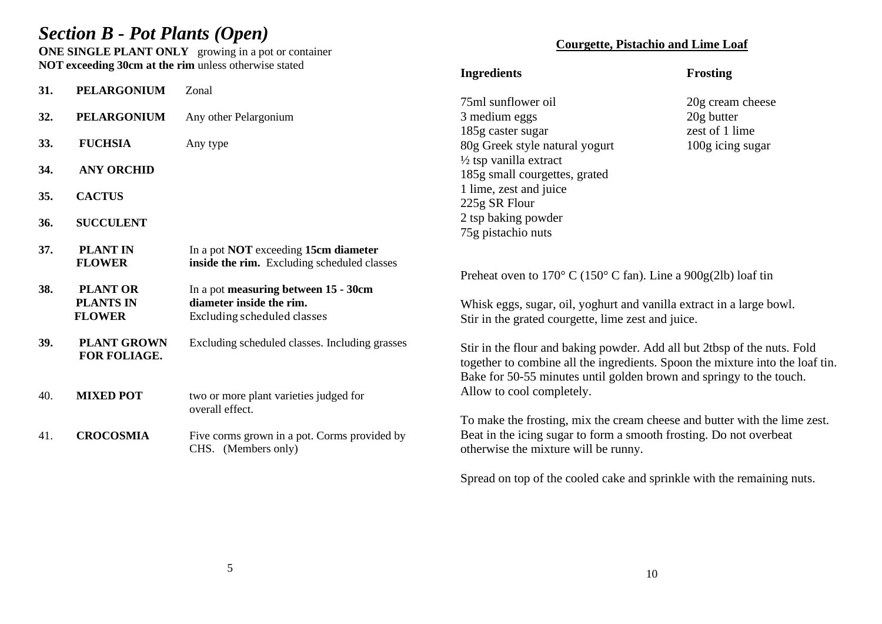# *Section B - Pot Plants (Open)*

**ONE SINGLE PLANT ONLY** growing in a pot or container
**NOT exceeding 30cm at the rim** unless otherwise stated

| | | |
|---|---|---|
| **31.** | **PELARGONIUM** | Zonal |
| **32.** | **PELARGONIUM** | Any other Pelargonium |
| **33.** | **FUCHSIA** | Any type |
| **34.** | **ANY ORCHID** | |
| **35.** | **CACTUS** | |
| **36.** | **SUCCULENT** | |
| **37.** | **PLANT IN FLOWER** | In a pot **NOT** exceeding **15cm diameter inside the rim.** Excluding scheduled classes |
| **38.** | **PLANT OR PLANTS IN FLOWER** | In a pot **measuring between 15 - 30cm diameter inside the rim.** Excluding scheduled classes |
| **39.** | **PLANT GROWN FOR FOLIAGE.** | Excluding scheduled classes. Including grasses |
| 40. | **MIXED POT** | two or more plant varieties judged for overall effect. |
| 41. | **CROCOSMIA** | Five corms grown in a pot. Corms provided by CHS. (Members only) |

## Courgette, Pistachio and Lime Loaf

**Ingredients**

75ml sunflower oil
3 medium eggs
185g caster sugar
80g Greek style natural yogurt
½ tsp vanilla extract
185g small courgettes, grated
1 lime, zest and juice
225g SR Flour
2 tsp baking powder
75g pistachio nuts

**Frosting**

20g cream cheese
20g butter
zest of 1 lime
100g icing sugar

Preheat oven to 170° C (150° C fan). Line a 900g(2lb) loaf tin

Whisk eggs, sugar, oil, yoghurt and vanilla extract in a large bowl.
Stir in the grated courgette, lime zest and juice.

Stir in the flour and baking powder. Add all but 2tbsp of the nuts. Fold together to combine all the ingredients. Spoon the mixture into the loaf tin. Bake for 50-55 minutes until golden brown and springy to the touch. Allow to cool completely.

To make the frosting, mix the cream cheese and butter with the lime zest. Beat in the icing sugar to form a smooth frosting. Do not overbeat otherwise the mixture will be runny.

Spread on top of the cooled cake and sprinkle with the remaining nuts.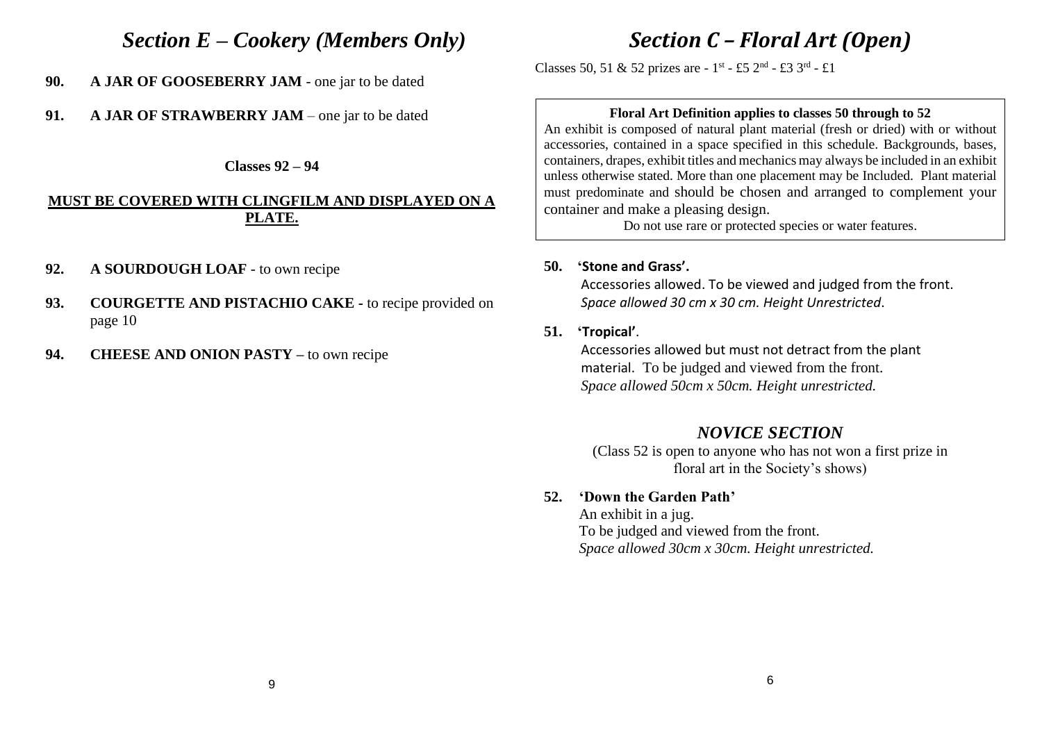## *Section E – Cookery (Members Only)*

**90. A JAR OF GOOSEBERRY JAM** - one jar to be dated

**91. A JAR OF STRAWBERRY JAM** – one jar to be dated

**Classes 92 – 94**

**MUST BE COVERED WITH CLINGFILM AND DISPLAYED ON A PLATE.**

**92. A SOURDOUGH LOAF** - to own recipe

**93. COURGETTE AND PISTACHIO CAKE** - to recipe provided on page 10

**94. CHEESE AND ONION PASTY** – to own recipe

## *Section C – Floral Art (Open)*

Classes 50, 51 & 52 prizes are - 1st - £5 2nd - £3 3rd - £1

**Floral Art Definition applies to classes 50 through to 52**

An exhibit is composed of natural plant material (fresh or dried) with or without accessories, contained in a space specified in this schedule. Backgrounds, bases, containers, drapes, exhibit titles and mechanics may always be included in an exhibit unless otherwise stated. More than one placement may be Included. Plant material must predominate and should be chosen and arranged to complement your container and make a pleasing design.

Do not use rare or protected species or water features.

**50. 'Stone and Grass'.**
Accessories allowed. To be viewed and judged from the front.
*Space allowed 30 cm x 30 cm. Height Unrestricted*.

**51. 'Tropical'**.
Accessories allowed but must not detract from the plant material. To be judged and viewed from the front.
*Space allowed 50cm x 50cm. Height unrestricted.*

### *NOVICE SECTION*

(Class 52 is open to anyone who has not won a first prize in floral art in the Society's shows)

**52. 'Down the Garden Path'**
An exhibit in a jug.
To be judged and viewed from the front.
*Space allowed 30cm x 30cm. Height unrestricted.*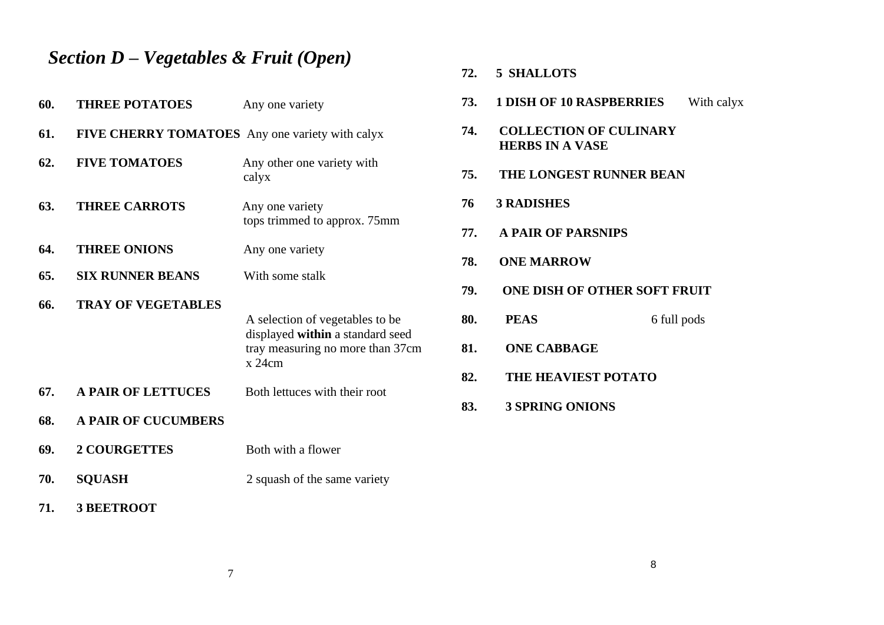## *Section D – Vegetables & Fruit (Open)*

**60. THREE POTATOES** Any one variety

**61. FIVE CHERRY TOMATOES** Any one variety with calyx

**62. FIVE TOMATOES** Any other one variety with calyx

**63. THREE CARROTS** Any one variety tops trimmed to approx. 75mm

**64. THREE ONIONS** Any one variety

**65. SIX RUNNER BEANS** With some stalk

**66. TRAY OF VEGETABLES** A selection of vegetables to be displayed **within** a standard seed tray measuring no more than 37cm x 24cm

**67. A PAIR OF LETTUCES** Both lettuces with their root

**68. A PAIR OF CUCUMBERS**

**69. 2 COURGETTES** Both with a flower

**70. SQUASH** 2 squash of the same variety

**71. 3 BEETROOT**

**72. 5 SHALLOTS**

**73. 1 DISH OF 10 RASPBERRIES** With calyx

**74. COLLECTION OF CULINARY HERBS IN A VASE**

**75. THE LONGEST RUNNER BEAN**

**76 3 RADISHES**

**77. A PAIR OF PARSNIPS**

**78. ONE MARROW**

**79. ONE DISH OF OTHER SOFT FRUIT**

**80. PEAS** 6 full pods

**81. ONE CABBAGE**

**82. THE HEAVIEST POTATO**

**83. 3 SPRING ONIONS**